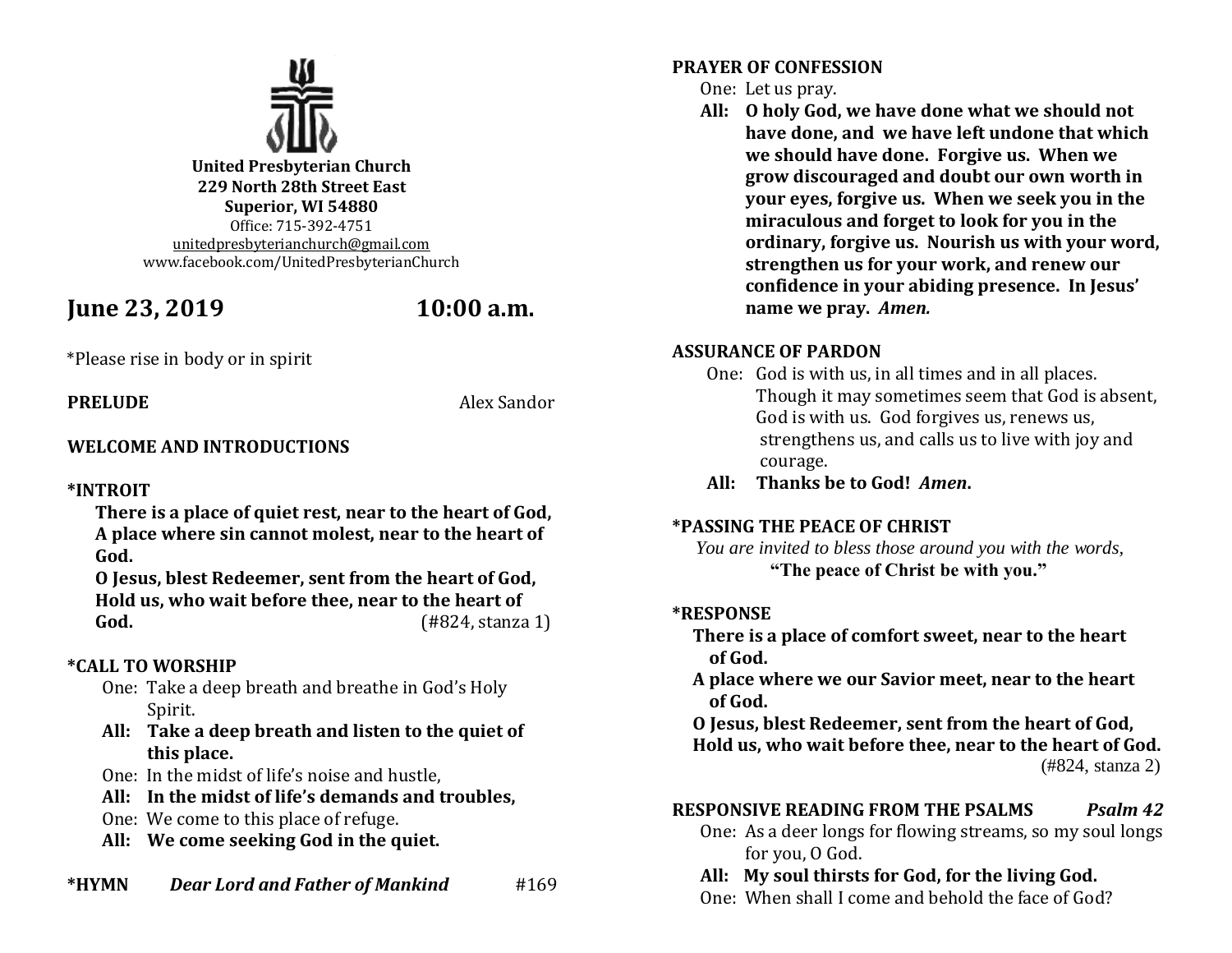**United Presbyterian Church**
**229 North 28th Street East**
**Superior, WI 54880**
Office: 715-392-4751
unitedpresbyterianchurch@gmail.com
www.facebook.com/UnitedPresbyterianChurch

## June 23, 2019 10:00 a.m.

*Please rise in body or in spirit

**PRELUDE** Alex Sandor

**WELCOME AND INTRODUCTIONS**

**\*INTROIT**

**There is a place of quiet rest, near to the heart of God,**
**A place where sin cannot molest, near to the heart of God.**
**O Jesus, blest Redeemer, sent from the heart of God,**
**Hold us, who wait before thee, near to the heart of God.** (#824, stanza 1)

**\*CALL TO WORSHIP**

One: Take a deep breath and breathe in God's Holy Spirit.
**All: Take a deep breath and listen to the quiet of this place.**
One: In the midst of life's noise and hustle,
**All: In the midst of life's demands and troubles,**
One: We come to this place of refuge.
**All: We come seeking God in the quiet.**

**\*HYMN** ***Dear Lord and Father of Mankind*** #169

**PRAYER OF CONFESSION**

One: Let us pray.
**All: O holy God, we have done what we should not have done, and we have left undone that which we should have done. Forgive us. When we grow discouraged and doubt our own worth in your eyes, forgive us. When we seek you in the miraculous and forget to look for you in the ordinary, forgive us. Nourish us with your word, strengthen us for your work, and renew our confidence in your abiding presence. In Jesus' name we pray.** ***Amen.***

**ASSURANCE OF PARDON**

One: God is with us, in all times and in all places. Though it may sometimes seem that God is absent, God is with us. God forgives us, renews us, strengthens us, and calls us to live with joy and courage.
**All: Thanks be to God!** ***Amen*****.**

**\*PASSING THE PEACE OF CHRIST**

*You are invited to bless those around you with the words,*
**"The peace of Christ be with you."**

**\*RESPONSE**

**There is a place of comfort sweet, near to the heart of God.**
**A place where we our Savior meet, near to the heart of God.**
**O Jesus, blest Redeemer, sent from the heart of God,**
**Hold us, who wait before thee, near to the heart of God.**
(#824, stanza 2)

**RESPONSIVE READING FROM THE PSALMS** ***Psalm 42***

One: As a deer longs for flowing streams, so my soul longs for you, O God.
**All: My soul thirsts for God, for the living God.**
One: When shall I come and behold the face of God?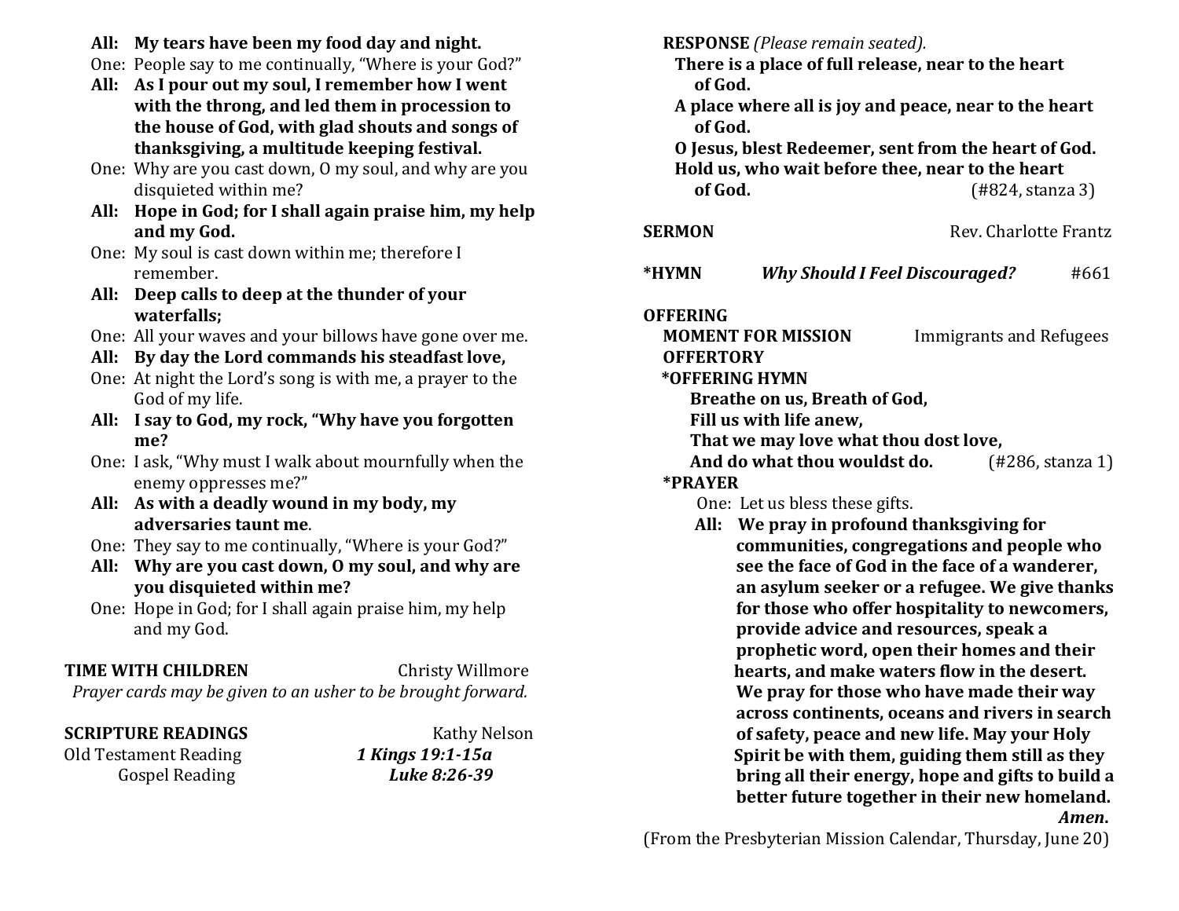**All:** **My tears have been my food day and night.**

One: People say to me continually, "Where is your God?"

**All:** **As I pour out my soul, I remember how I went with the throng, and led them in procession to the house of God, with glad shouts and songs of thanksgiving, a multitude keeping festival.**

One: Why are you cast down, O my soul, and why are you disquieted within me?

**All:** **Hope in God; for I shall again praise him, my help and my God.**

One: My soul is cast down within me; therefore I remember.

**All:** **Deep calls to deep at the thunder of your waterfalls;**

One: All your waves and your billows have gone over me.

**All:** **By day the Lord commands his steadfast love,**

One: At night the Lord's song is with me, a prayer to the God of my life.

**All:** **I say to God, my rock, "Why have you forgotten me?**

One: I ask, "Why must I walk about mournfully when the enemy oppresses me?"

**All:** **As with a deadly wound in my body, my adversaries taunt me**.

One: They say to me continually, "Where is your God?"

**All:** **Why are you cast down, O my soul, and why are you disquieted within me?**

One: Hope in God; for I shall again praise him, my help and my God.

**TIME WITH CHILDREN** Christy Willmore

*Prayer cards may be given to an usher to be brought forward.*

**SCRIPTURE READINGS** Kathy Nelson

Old Testament Reading ***1 Kings 19:1-15a***

Gospel Reading ***Luke 8:26-39***

**RESPONSE** *(Please remain seated).*

**There is a place of full release, near to the heart of God.**
**A place where all is joy and peace, near to the heart of God.**
**O Jesus, blest Redeemer, sent from the heart of God.**
**Hold us, who wait before thee, near to the heart of God.** (#824, stanza 3)

**SERMON** Rev. Charlotte Frantz

**\*HYMN** ***Why Should I Feel Discouraged?*** #661

**OFFERING**

**MOMENT FOR MISSION** Immigrants and Refugees

**OFFERTORY**

**\*OFFERING HYMN**

**Breathe on us, Breath of God,**
**Fill us with life anew,**
**That we may love what thou dost love,**
**And do what thou wouldst do.** (#286, stanza 1)

**\*PRAYER**

One: Let us bless these gifts.

**All:** **We pray in profound thanksgiving for communities, congregations and people who see the face of God in the face of a wanderer, an asylum seeker or a refugee. We give thanks for those who offer hospitality to newcomers, provide advice and resources, speak a prophetic word, open their homes and their hearts, and make waters flow in the desert. We pray for those who have made their way across continents, oceans and rivers in search of safety, peace and new life. May your Holy Spirit be with them, guiding them still as they bring all their energy, hope and gifts to build a better future together in their new homeland. *Amen*.**

(From the Presbyterian Mission Calendar, Thursday, June 20)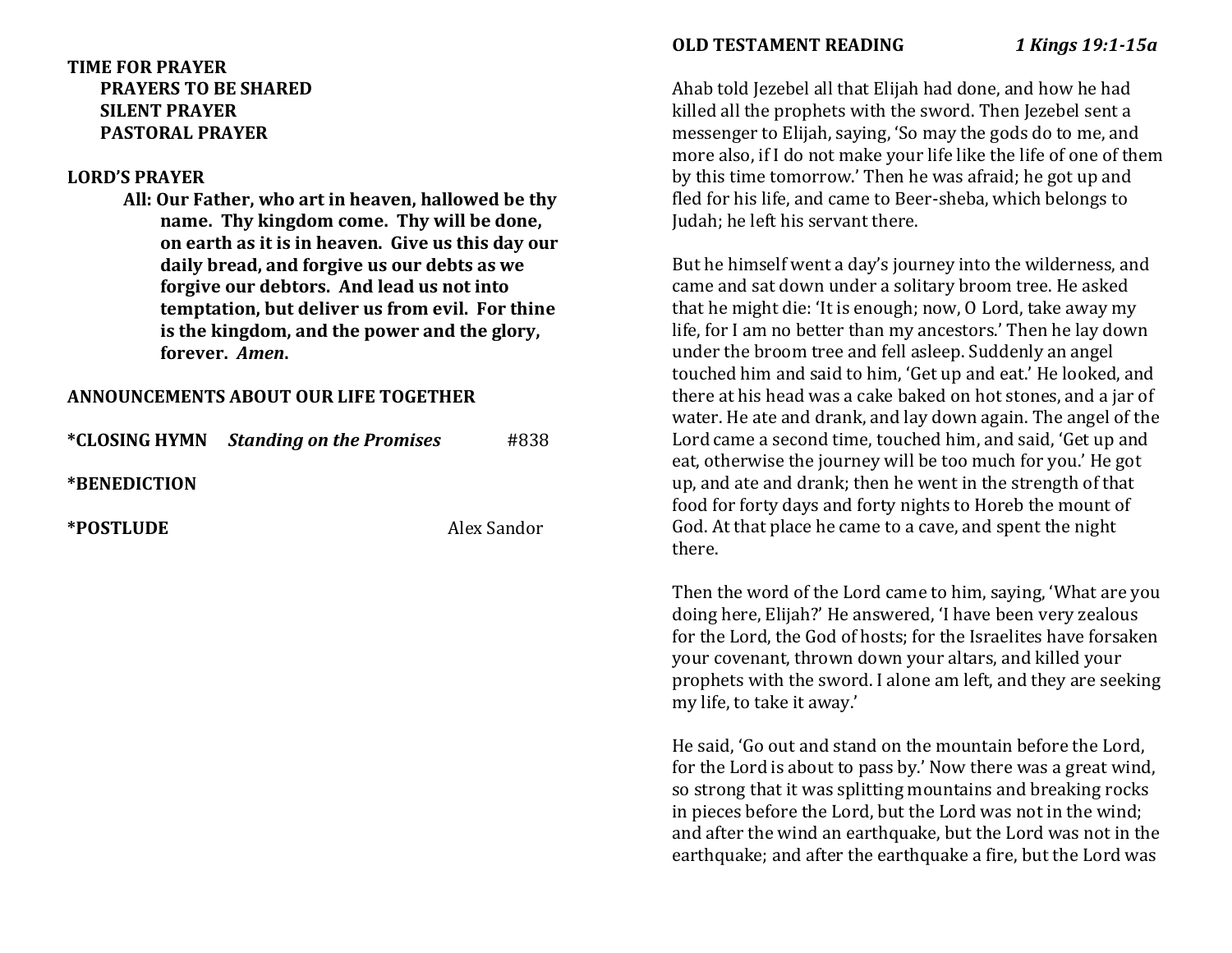**TIME FOR PRAYER**

**PRAYERS TO BE SHARED**

**SILENT PRAYER**

**PASTORAL PRAYER**

**LORD'S PRAYER**

**All: Our Father, who art in heaven, hallowed be thy name. Thy kingdom come. Thy will be done, on earth as it is in heaven. Give us this day our daily bread, and forgive us our debts as we forgive our debtors. And lead us not into temptation, but deliver us from evil. For thine is the kingdom, and the power and the glory, forever. *Amen*.**

**ANNOUNCEMENTS ABOUT OUR LIFE TOGETHER**

***CLOSING HYMN** ***Standing on the Promises*** #838

***BENEDICTION**

***POSTLUDE** Alex Sandor

**OLD TESTAMENT READING** ***1 Kings 19:1-15a***

Ahab told Jezebel all that Elijah had done, and how he had killed all the prophets with the sword. Then Jezebel sent a messenger to Elijah, saying, 'So may the gods do to me, and more also, if I do not make your life like the life of one of them by this time tomorrow.' Then he was afraid; he got up and fled for his life, and came to Beer-sheba, which belongs to Judah; he left his servant there.

But he himself went a day's journey into the wilderness, and came and sat down under a solitary broom tree. He asked that he might die: 'It is enough; now, O Lord, take away my life, for I am no better than my ancestors.' Then he lay down under the broom tree and fell asleep. Suddenly an angel touched him and said to him, 'Get up and eat.' He looked, and there at his head was a cake baked on hot stones, and a jar of water. He ate and drank, and lay down again. The angel of the Lord came a second time, touched him, and said, 'Get up and eat, otherwise the journey will be too much for you.' He got up, and ate and drank; then he went in the strength of that food for forty days and forty nights to Horeb the mount of God. At that place he came to a cave, and spent the night there.

Then the word of the Lord came to him, saying, 'What are you doing here, Elijah?' He answered, 'I have been very zealous for the Lord, the God of hosts; for the Israelites have forsaken your covenant, thrown down your altars, and killed your prophets with the sword. I alone am left, and they are seeking my life, to take it away.'

He said, 'Go out and stand on the mountain before the Lord, for the Lord is about to pass by.' Now there was a great wind, so strong that it was splitting mountains and breaking rocks in pieces before the Lord, but the Lord was not in the wind; and after the wind an earthquake, but the Lord was not in the earthquake; and after the earthquake a fire, but the Lord was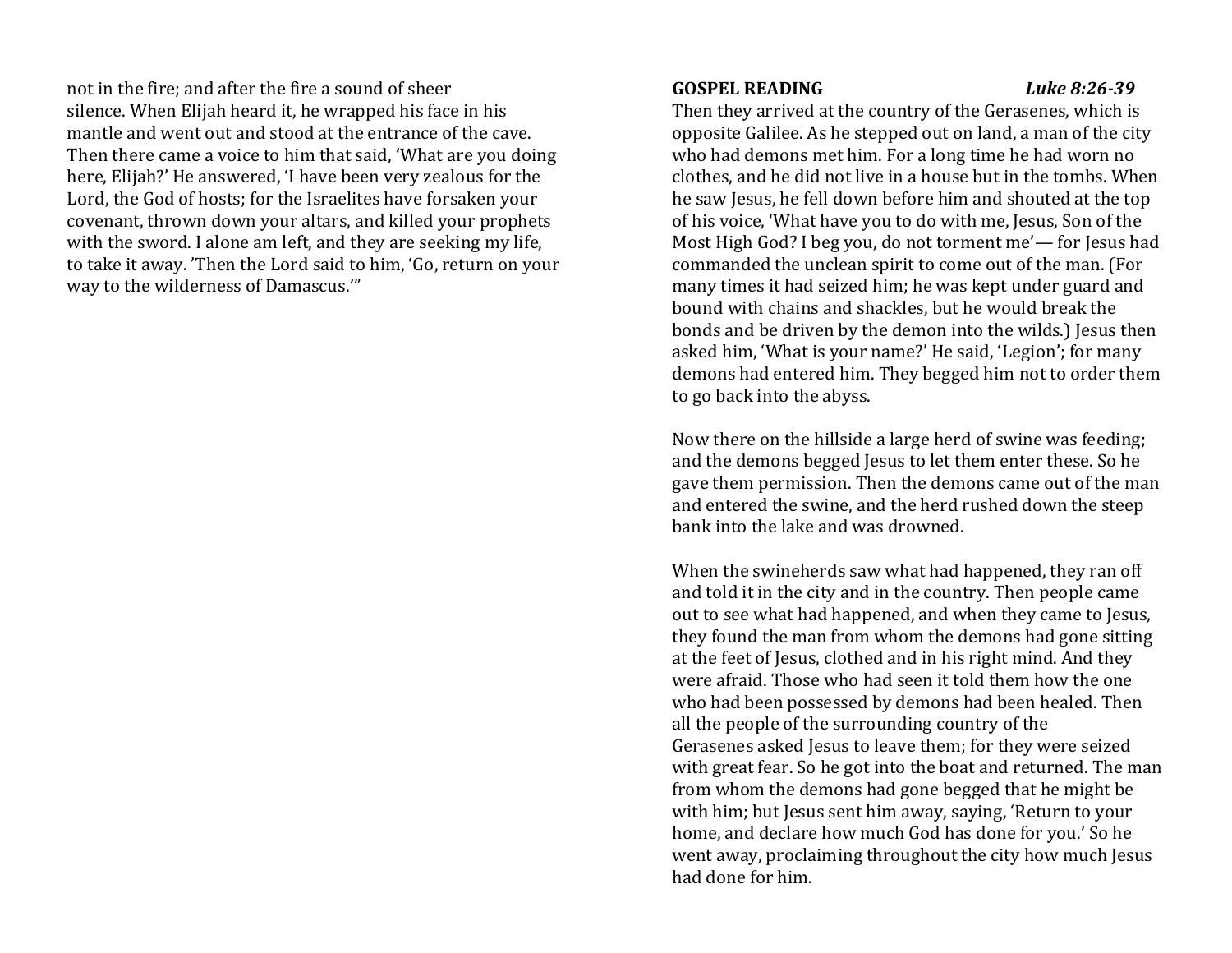not in the fire; and after the fire a sound of sheer silence. When Elijah heard it, he wrapped his face in his mantle and went out and stood at the entrance of the cave. Then there came a voice to him that said, 'What are you doing here, Elijah?' He answered, 'I have been very zealous for the Lord, the God of hosts; for the Israelites have forsaken your covenant, thrown down your altars, and killed your prophets with the sword. I alone am left, and they are seeking my life, to take it away. 'Then the Lord said to him, 'Go, return on your way to the wilderness of Damascus.'"

**GOSPEL READING** ***Luke 8:26-39***

Then they arrived at the country of the Gerasenes, which is opposite Galilee. As he stepped out on land, a man of the city who had demons met him. For a long time he had worn no clothes, and he did not live in a house but in the tombs. When he saw Jesus, he fell down before him and shouted at the top of his voice, 'What have you to do with me, Jesus, Son of the Most High God? I beg you, do not torment me'— for Jesus had commanded the unclean spirit to come out of the man. (For many times it had seized him; he was kept under guard and bound with chains and shackles, but he would break the bonds and be driven by the demon into the wilds.) Jesus then asked him, 'What is your name?' He said, 'Legion'; for many demons had entered him. They begged him not to order them to go back into the abyss.

Now there on the hillside a large herd of swine was feeding; and the demons begged Jesus to let them enter these. So he gave them permission. Then the demons came out of the man and entered the swine, and the herd rushed down the steep bank into the lake and was drowned.

When the swineherds saw what had happened, they ran off and told it in the city and in the country. Then people came out to see what had happened, and when they came to Jesus, they found the man from whom the demons had gone sitting at the feet of Jesus, clothed and in his right mind. And they were afraid. Those who had seen it told them how the one who had been possessed by demons had been healed. Then all the people of the surrounding country of the Gerasenes asked Jesus to leave them; for they were seized with great fear. So he got into the boat and returned. The man from whom the demons had gone begged that he might be with him; but Jesus sent him away, saying, 'Return to your home, and declare how much God has done for you.' So he went away, proclaiming throughout the city how much Jesus had done for him.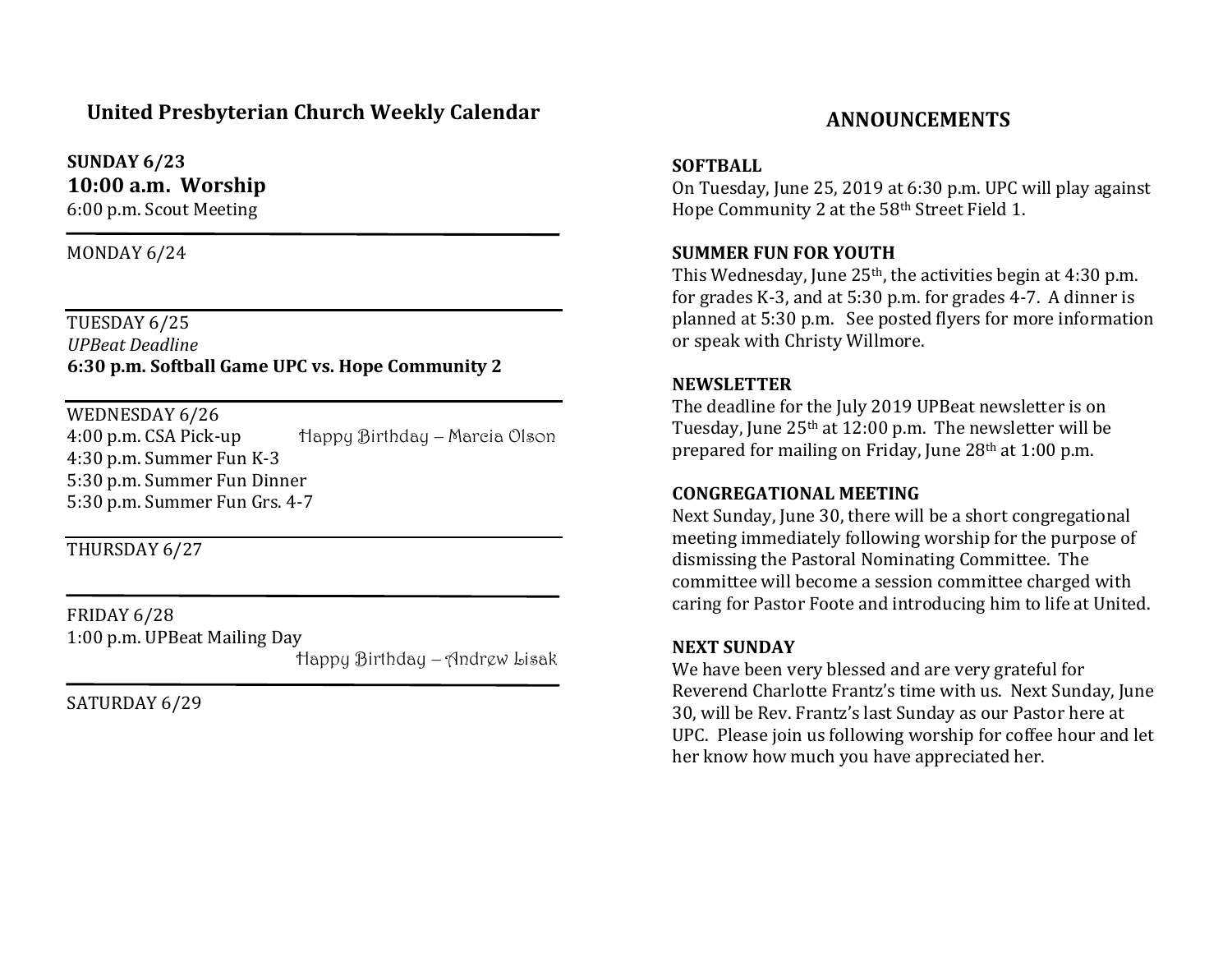## United Presbyterian Church Weekly Calendar

**SUNDAY 6/23**
**10:00 a.m. Worship**
6:00 p.m. Scout Meeting

---

MONDAY 6/24

---

TUESDAY 6/25
*UPBeat Deadline*
**6:30 p.m. Softball Game UPC vs. Hope Community 2**

---

WEDNESDAY 6/26
4:00 p.m. CSA Pick-up — Happy Birthday – Marcia Olson
4:30 p.m. Summer Fun K-3
5:30 p.m. Summer Fun Dinner
5:30 p.m. Summer Fun Grs. 4-7

---

THURSDAY 6/27

---

FRIDAY 6/28
1:00 p.m. UPBeat Mailing Day
Happy Birthday – Andrew Lisak

---

SATURDAY 6/29

## ANNOUNCEMENTS

**SOFTBALL**
On Tuesday, June 25, 2019 at 6:30 p.m. UPC will play against Hope Community 2 at the 58th Street Field 1.

**SUMMER FUN FOR YOUTH**
This Wednesday, June 25th, the activities begin at 4:30 p.m. for grades K-3, and at 5:30 p.m. for grades 4-7. A dinner is planned at 5:30 p.m. See posted flyers for more information or speak with Christy Willmore.

**NEWSLETTER**
The deadline for the July 2019 UPBeat newsletter is on Tuesday, June 25th at 12:00 p.m. The newsletter will be prepared for mailing on Friday, June 28th at 1:00 p.m.

**CONGREGATIONAL MEETING**
Next Sunday, June 30, there will be a short congregational meeting immediately following worship for the purpose of dismissing the Pastoral Nominating Committee. The committee will become a session committee charged with caring for Pastor Foote and introducing him to life at United.

**NEXT SUNDAY**
We have been very blessed and are very grateful for Reverend Charlotte Frantz's time with us. Next Sunday, June 30, will be Rev. Frantz's last Sunday as our Pastor here at UPC. Please join us following worship for coffee hour and let her know how much you have appreciated her.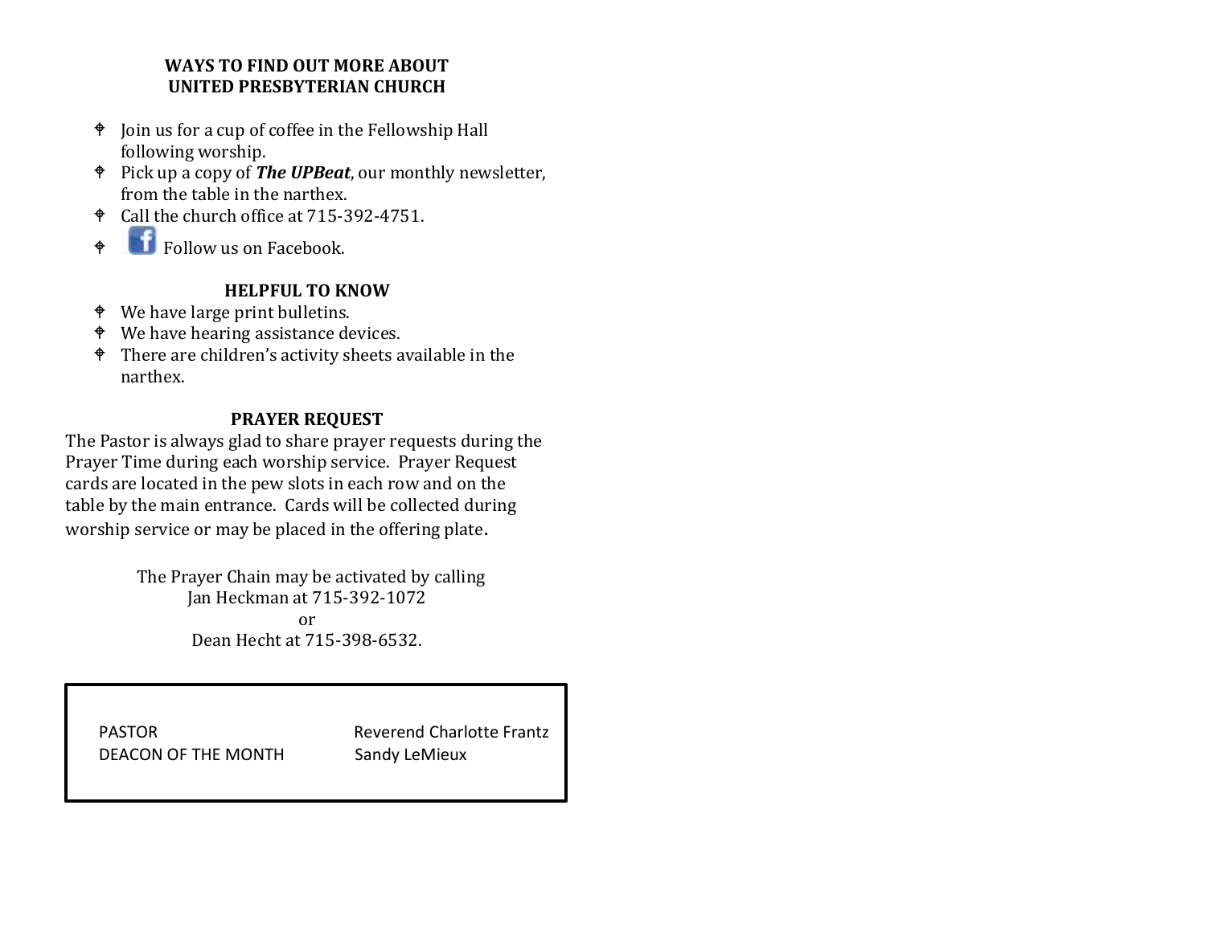**WAYS TO FIND OUT MORE ABOUT UNITED PRESBYTERIAN CHURCH**

- Join us for a cup of coffee in the Fellowship Hall following worship.
- Pick up a copy of ***The UPBeat***, our monthly newsletter, from the table in the narthex.
- Call the church office at 715-392-4751.
- Follow us on Facebook.

**HELPFUL TO KNOW**

- We have large print bulletins.
- We have hearing assistance devices.
- There are children's activity sheets available in the narthex.

**PRAYER REQUEST**

The Pastor is always glad to share prayer requests during the Prayer Time during each worship service. Prayer Request cards are located in the pew slots in each row and on the table by the main entrance. Cards will be collected during worship service or may be placed in the offering plate.

The Prayer Chain may be activated by calling
Jan Heckman at 715-392-1072
or
Dean Hecht at 715-398-6532.

| | |
|---|---|
| PASTOR | Reverend Charlotte Frantz |
| DEACON OF THE MONTH | Sandy LeMieux |